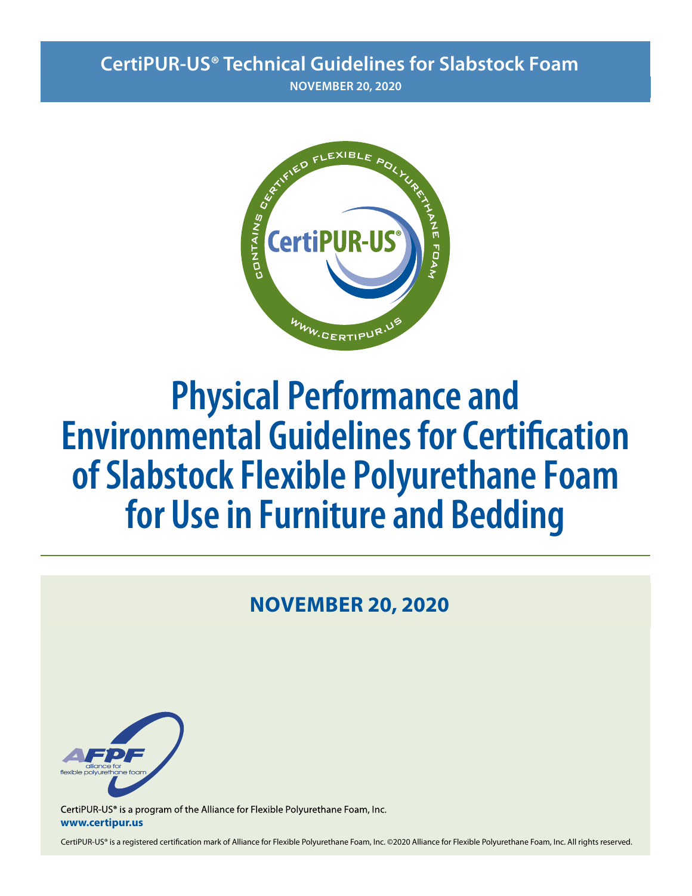**CertiPUR-US® Technical Guidelines for Slabstock Foam**

**NOVEMBER 20, 2020**

CONTAINS CERTIFIED FLEXIBLE POLYURETHANE FOAM

CertiPUR-US®

WWW.CERTIPUR.US

# Physical Performance and Environmental Guidelines for Certification of Slabstock Flexible Polyurethane Foam for Use in Furniture and Bedding

## NOVEMBER 20, 2020

AFPF alliance for flexible polyurethane foam

CertiPUR-US® is a program of the Alliance for Flexible Polyurethane Foam, Inc.
**www.certipur.us**

CertiPUR-US® is a registered certification mark of Alliance for Flexible Polyurethane Foam, Inc. ©2020 Alliance for Flexible Polyurethane Foam, Inc. All rights reserved.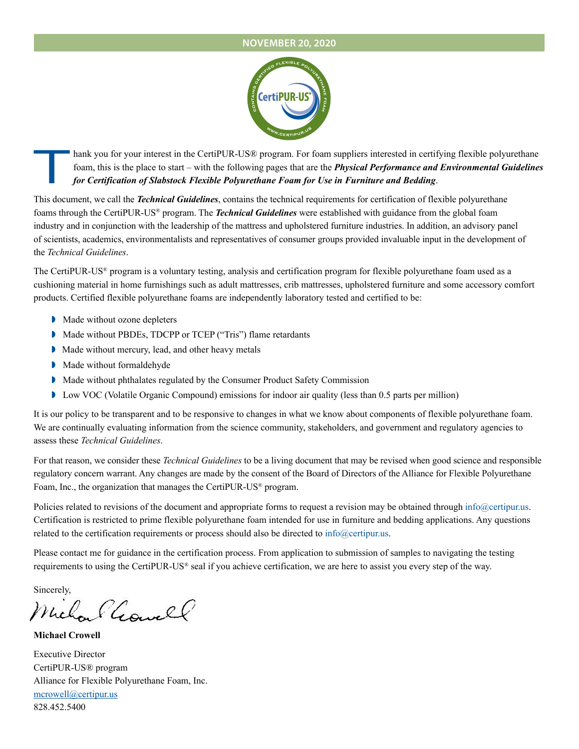**NOVEMBER 20, 2020**

Thank you for your interest in the CertiPUR-US® program. For foam suppliers interested in certifying flexible polyurethane foam, this is the place to start – with the following pages that are the ***Physical Performance and Environmental Guidelines for Certification of Slabstock Flexible Polyurethane Foam for Use in Furniture and Bedding***.

This document, we call the ***Technical Guidelines***, contains the technical requirements for certification of flexible polyurethane foams through the CertiPUR-US® program. The ***Technical Guidelines*** were established with guidance from the global foam industry and in conjunction with the leadership of the mattress and upholstered furniture industries. In addition, an advisory panel of scientists, academics, environmentalists and representatives of consumer groups provided invaluable input in the development of the *Technical Guidelines*.

The CertiPUR-US® program is a voluntary testing, analysis and certification program for flexible polyurethane foam used as a cushioning material in home furnishings such as adult mattresses, crib mattresses, upholstered furniture and some accessory comfort products. Certified flexible polyurethane foams are independently laboratory tested and certified to be:

- Made without ozone depleters
- Made without PBDEs, TDCPP or TCEP ("Tris") flame retardants
- Made without mercury, lead, and other heavy metals
- Made without formaldehyde
- Made without phthalates regulated by the Consumer Product Safety Commission
- Low VOC (Volatile Organic Compound) emissions for indoor air quality (less than 0.5 parts per million)

It is our policy to be transparent and to be responsive to changes in what we know about components of flexible polyurethane foam. We are continually evaluating information from the science community, stakeholders, and government and regulatory agencies to assess these *Technical Guidelines*.

For that reason, we consider these *Technical Guidelines* to be a living document that may be revised when good science and responsible regulatory concern warrant. Any changes are made by the consent of the Board of Directors of the Alliance for Flexible Polyurethane Foam, Inc., the organization that manages the CertiPUR-US® program.

Policies related to revisions of the document and appropriate forms to request a revision may be obtained through info@certipur.us. Certification is restricted to prime flexible polyurethane foam intended for use in furniture and bedding applications. Any questions related to the certification requirements or process should also be directed to info@certipur.us.

Please contact me for guidance in the certification process. From application to submission of samples to navigating the testing requirements to using the CertiPUR-US® seal if you achieve certification, we are here to assist you every step of the way.

Sincerely,

**Michael Crowell**

Executive Director
CertiPUR-US® program
Alliance for Flexible Polyurethane Foam, Inc.
mcrowell@certipur.us
828.452.5400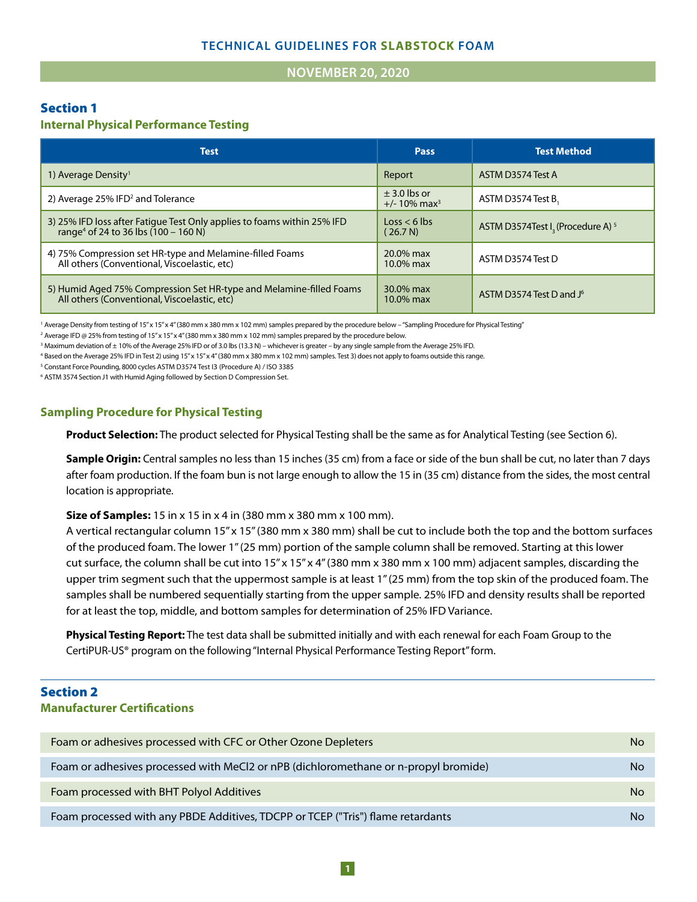# TECHNICAL GUIDELINES FOR SLABSTOCK FOAM

**NOVEMBER 20, 2020**

## Section 1

### Internal Physical Performance Testing

| Test | Pass | Test Method |
|---|---|---|
| 1) Average Density[1] | Report | ASTM D3574 Test A |
| 2) Average 25% IFD[2] and Tolerance | ± 3.0 lbs or +/- 10% max[3] | ASTM D3574 Test $B_1$ |
| 3) 25% IFD loss after Fatigue Test Only applies to foams within 25% IFD range[4] of 24 to 36 lbs (100 – 160 N) | Loss < 6 lbs (26.7 N) | ASTM D3574Test $I_3$ (Procedure A) [5] |
| 4) 75% Compression set HR-type and Melamine-filled Foams All others (Conventional, Viscoelastic, etc) | 20.0% max 10.0% max | ASTM D3574 Test D |
| 5) Humid Aged 75% Compression Set HR-type and Melamine-filled Foams All others (Conventional, Viscoelastic, etc) | 30.0% max 10.0% max | ASTM D3574 Test D and J[6] |

[1] Average Density from testing of 15" x 15" x 4" (380 mm x 380 mm x 102 mm) samples prepared by the procedure below – "Sampling Procedure for Physical Testing"

[2] Average IFD @ 25% from testing of 15" x 15" x 4" (380 mm x 380 mm x 102 mm) samples prepared by the procedure below.

[3] Maximum deviation of ± 10% of the Average 25% IFD or of 3.0 lbs (13.3 N) – whichever is greater – by any single sample from the Average 25% IFD.

[4] Based on the Average 25% IFD in Test 2) using 15" x 15" x 4" (380 mm x 380 mm x 102 mm) samples. Test 3) does not apply to foams outside this range.

[5] Constant Force Pounding, 8000 cycles ASTM D3574 Test I3 (Procedure A) / ISO 3385

[6] ASTM 3574 Section J1 with Humid Aging followed by Section D Compression Set.

### Sampling Procedure for Physical Testing

**Product Selection:** The product selected for Physical Testing shall be the same as for Analytical Testing (see Section 6).

**Sample Origin:** Central samples no less than 15 inches (35 cm) from a face or side of the bun shall be cut, no later than 7 days after foam production. If the foam bun is not large enough to allow the 15 in (35 cm) distance from the sides, the most central location is appropriate.

**Size of Samples:** 15 in x 15 in x 4 in (380 mm x 380 mm x 100 mm).
A vertical rectangular column 15" x 15" (380 mm x 380 mm) shall be cut to include both the top and the bottom surfaces of the produced foam. The lower 1" (25 mm) portion of the sample column shall be removed. Starting at this lower cut surface, the column shall be cut into 15" x 15" x 4" (380 mm x 380 mm x 100 mm) adjacent samples, discarding the upper trim segment such that the uppermost sample is at least 1" (25 mm) from the top skin of the produced foam. The samples shall be numbered sequentially starting from the upper sample. 25% IFD and density results shall be reported for at least the top, middle, and bottom samples for determination of 25% IFD Variance.

**Physical Testing Report:** The test data shall be submitted initially and with each renewal for each Foam Group to the CertiPUR-US® program on the following "Internal Physical Performance Testing Report" form.

## Section 2

### Manufacturer Certifications

| | |
|---|---|
| Foam or adhesives processed with CFC or Other Ozone Depleters | No |
| Foam or adhesives processed with MeCl2 or nPB (dichloromethane or n-propyl bromide) | No |
| Foam processed with BHT Polyol Additives | No |
| Foam processed with any PBDE Additives, TDCPP or TCEP ("Tris") flame retardants | No |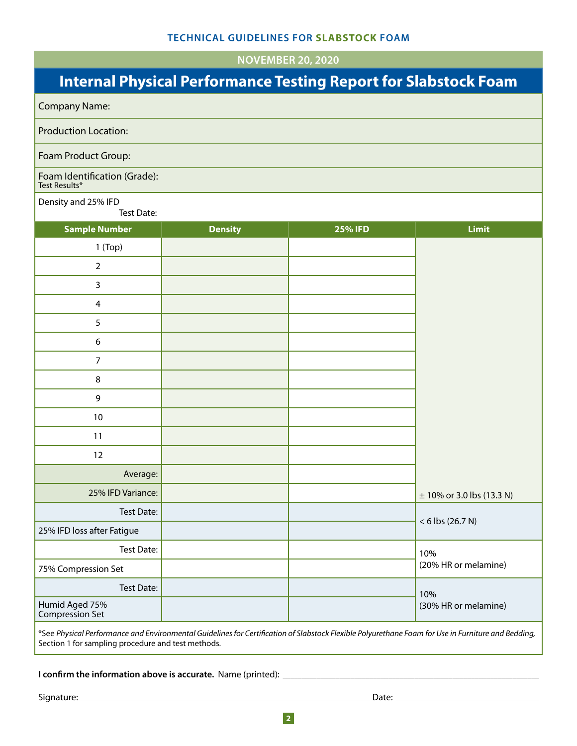NOVEMBER 20, 2020

# Internal Physical Performance Testing Report for Slabstock Foam

Company Name:

Production Location:

Foam Product Group:

Foam Identification (Grade):
Test Results*

Density and 25% IFD
Test Date:

| Sample Number | Density | 25% IFD | Limit |
|---|---|---|---|
| 1 (Top) | | | |
| 2 | | | |
| 3 | | | |
| 4 | | | |
| 5 | | | |
| 6 | | | |
| 7 | | | |
| 8 | | | |
| 9 | | | |
| 10 | | | |
| 11 | | | |
| 12 | | | |
| Average: | | | |
| 25% IFD Variance: | | | ± 10% or 3.0 lbs (13.3 N) |
| Test Date: | | | < 6 lbs (26.7 N) |
| 25% IFD loss after Fatigue | | | |
| Test Date: | | | 10% (20% HR or melamine) |
| 75% Compression Set | | | |
| Test Date: | | | 10% (30% HR or melamine) |
| Humid Aged 75% Compression Set | | | |

*See *Physical Performance and Environmental Guidelines for Certification of Slabstock Flexible Polyurethane Foam for Use in Furniture and Bedding,* Section 1 for sampling procedure and test methods.

**I confirm the information above is accurate.** Name (printed): ______________________________

Signature: ______________________________ Date: ______________________________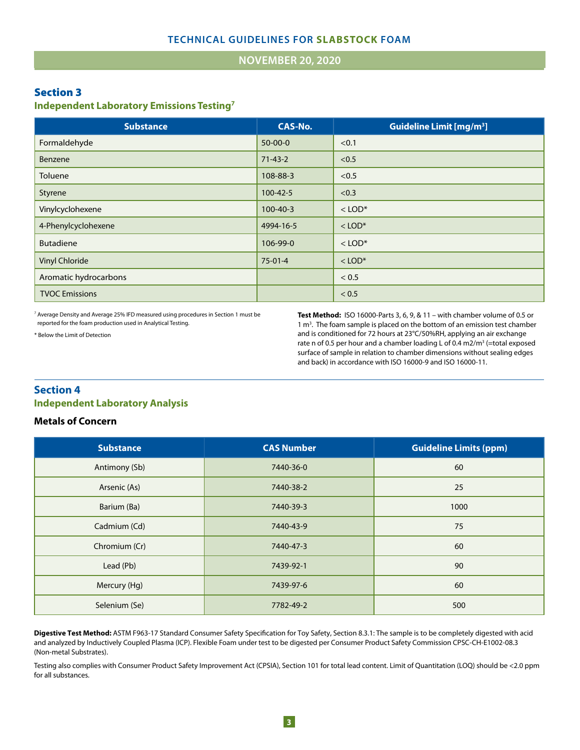## Section 3

### Independent Laboratory Emissions Testing[7]

| Substance | CAS-No. | Guideline Limit [mg/m³] |
|---|---|---|
| Formaldehyde | 50-00-0 | <0.1 |
| Benzene | 71-43-2 | <0.5 |
| Toluene | 108-88-3 | <0.5 |
| Styrene | 100-42-5 | <0.3 |
| Vinylcyclohexene | 100-40-3 | < LOD* |
| 4-Phenylcyclohexene | 4994-16-5 | < LOD* |
| Butadiene | 106-99-0 | < LOD* |
| Vinyl Chloride | 75-01-4 | < LOD* |
| Aromatic hydrocarbons | | < 0.5 |
| TVOC Emissions | | < 0.5 |

[7] Average Density and Average 25% IFD measured using procedures in Section 1 must be reported for the foam production used in Analytical Testing.

* Below the Limit of Detection

**Test Method:** ISO 16000-Parts 3, 6, 9, & 11 – with chamber volume of 0.5 or 1 m³. The foam sample is placed on the bottom of an emission test chamber and is conditioned for 72 hours at 23°C/50%RH, applying an air exchange rate n of 0.5 per hour and a chamber loading L of 0.4 m2/m³ (=total exposed surface of sample in relation to chamber dimensions without sealing edges and back) in accordance with ISO 16000-9 and ISO 16000-11.

## Section 4

### Independent Laboratory Analysis

#### Metals of Concern

| Substance | CAS Number | Guideline Limits (ppm) |
|---|---|---|
| Antimony (Sb) | 7440-36-0 | 60 |
| Arsenic (As) | 7440-38-2 | 25 |
| Barium (Ba) | 7440-39-3 | 1000 |
| Cadmium (Cd) | 7440-43-9 | 75 |
| Chromium (Cr) | 7440-47-3 | 60 |
| Lead (Pb) | 7439-92-1 | 90 |
| Mercury (Hg) | 7439-97-6 | 60 |
| Selenium (Se) | 7782-49-2 | 500 |

**Digestive Test Method:** ASTM F963-17 Standard Consumer Safety Specification for Toy Safety, Section 8.3.1: The sample is to be completely digested with acid and analyzed by Inductively Coupled Plasma (ICP). Flexible Foam under test to be digested per Consumer Product Safety Commission CPSC-CH-E1002-08.3 (Non-metal Substrates).

Testing also complies with Consumer Product Safety Improvement Act (CPSIA), Section 101 for total lead content. Limit of Quantitation (LOQ) should be <2.0 ppm for all substances.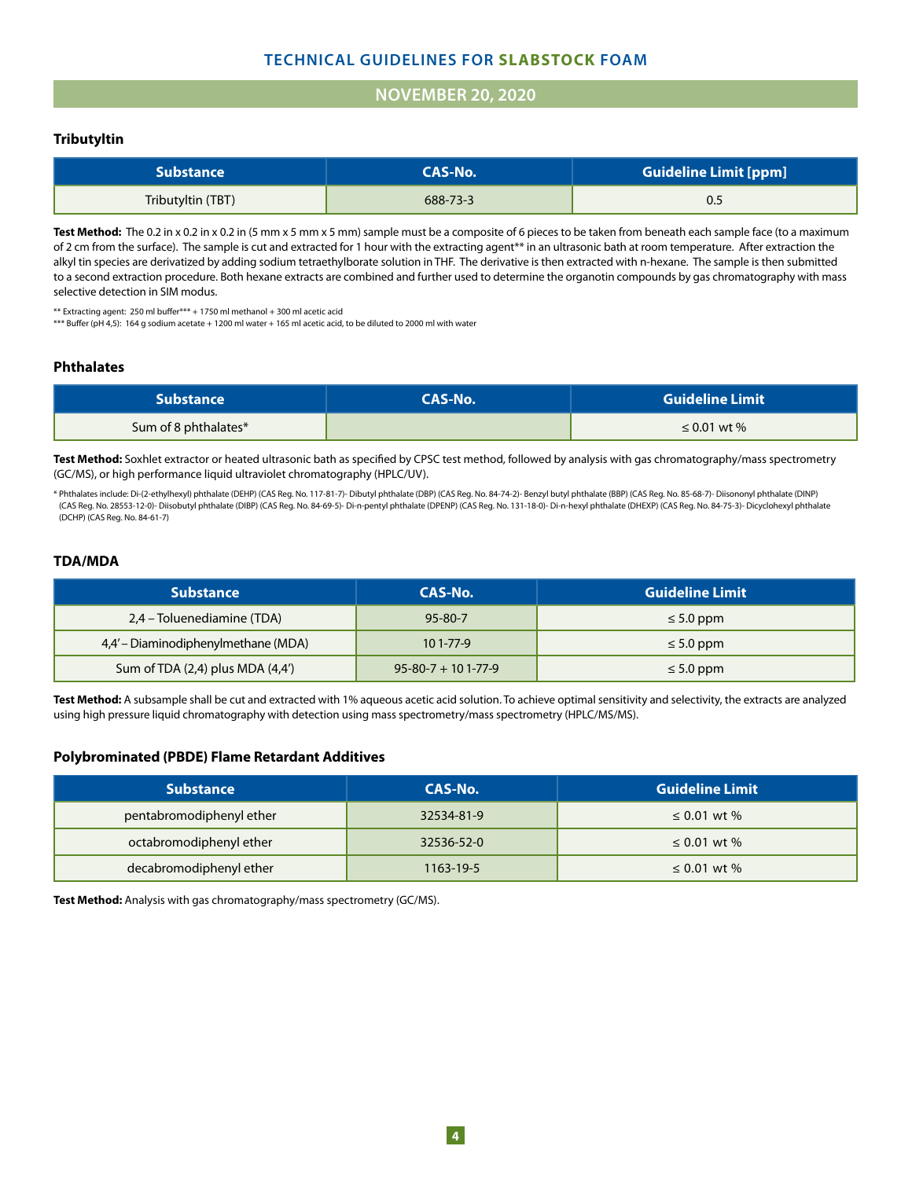# TECHNICAL GUIDELINES FOR SLABSTOCK FOAM

## NOVEMBER 20, 2020

### Tributyltin

| Substance | CAS-No. | Guideline Limit [ppm] |
|---|---|---|
| Tributyltin (TBT) | 688-73-3 | 0.5 |

**Test Method:** The 0.2 in x 0.2 in x 0.2 in (5 mm x 5 mm x 5 mm) sample must be a composite of 6 pieces to be taken from beneath each sample face (to a maximum of 2 cm from the surface). The sample is cut and extracted for 1 hour with the extracting agent** in an ultrasonic bath at room temperature. After extraction the alkyl tin species are derivatized by adding sodium tetraethylborate solution in THF. The derivative is then extracted with n-hexane. The sample is then submitted to a second extraction procedure. Both hexane extracts are combined and further used to determine the organotin compounds by gas chromatography with mass selective detection in SIM modus.

** Extracting agent: 250 ml buffer*** + 1750 ml methanol + 300 ml acetic acid
*** Buffer (pH 4,5): 164 g sodium acetate + 1200 ml water + 165 ml acetic acid, to be diluted to 2000 ml with water

### Phthalates

| Substance | CAS-No. | Guideline Limit |
|---|---|---|
| Sum of 8 phthalates* | | ≤ 0.01 wt % |

**Test Method:** Soxhlet extractor or heated ultrasonic bath as specified by CPSC test method, followed by analysis with gas chromatography/mass spectrometry (GC/MS), or high performance liquid ultraviolet chromatography (HPLC/UV).

* Phthalates include: Di-(2-ethylhexyl) phthalate (DEHP) (CAS Reg. No. 117-81-7)- Dibutyl phthalate (DBP) (CAS Reg. No. 84-74-2)- Benzyl butyl phthalate (BBP) (CAS Reg. No. 85-68-7)- Diisononyl phthalate (DINP) (CAS Reg. No. 28553-12-0)- Diisobutyl phthalate (DIBP) (CAS Reg. No. 84-69-5)- Di-n-pentyl phthalate (DPENP) (CAS Reg. No. 131-18-0)- Di-n-hexyl phthalate (DHEXP) (CAS Reg. No. 84-75-3)- Dicyclohexyl phthalate (DCHP) (CAS Reg. No. 84-61-7)

### TDA/MDA

| Substance | CAS-No. | Guideline Limit |
|---|---|---|
| 2,4 – Toluenediamine (TDA) | 95-80-7 | ≤ 5.0 ppm |
| 4,4' – Diaminodiphenylmethane (MDA) | 101-77-9 | ≤ 5.0 ppm |
| Sum of TDA (2,4) plus MDA (4,4') | 95-80-7 + 101-77-9 | ≤ 5.0 ppm |

**Test Method:** A subsample shall be cut and extracted with 1% aqueous acetic acid solution. To achieve optimal sensitivity and selectivity, the extracts are analyzed using high pressure liquid chromatography with detection using mass spectrometry/mass spectrometry (HPLC/MS/MS).

### Polybrominated (PBDE) Flame Retardant Additives

| Substance | CAS-No. | Guideline Limit |
|---|---|---|
| pentabromodiphenyl ether | 32534-81-9 | ≤ 0.01 wt % |
| octabromodiphenyl ether | 32536-52-0 | ≤ 0.01 wt % |
| decabromodiphenyl ether | 1163-19-5 | ≤ 0.01 wt % |

**Test Method:** Analysis with gas chromatography/mass spectrometry (GC/MS).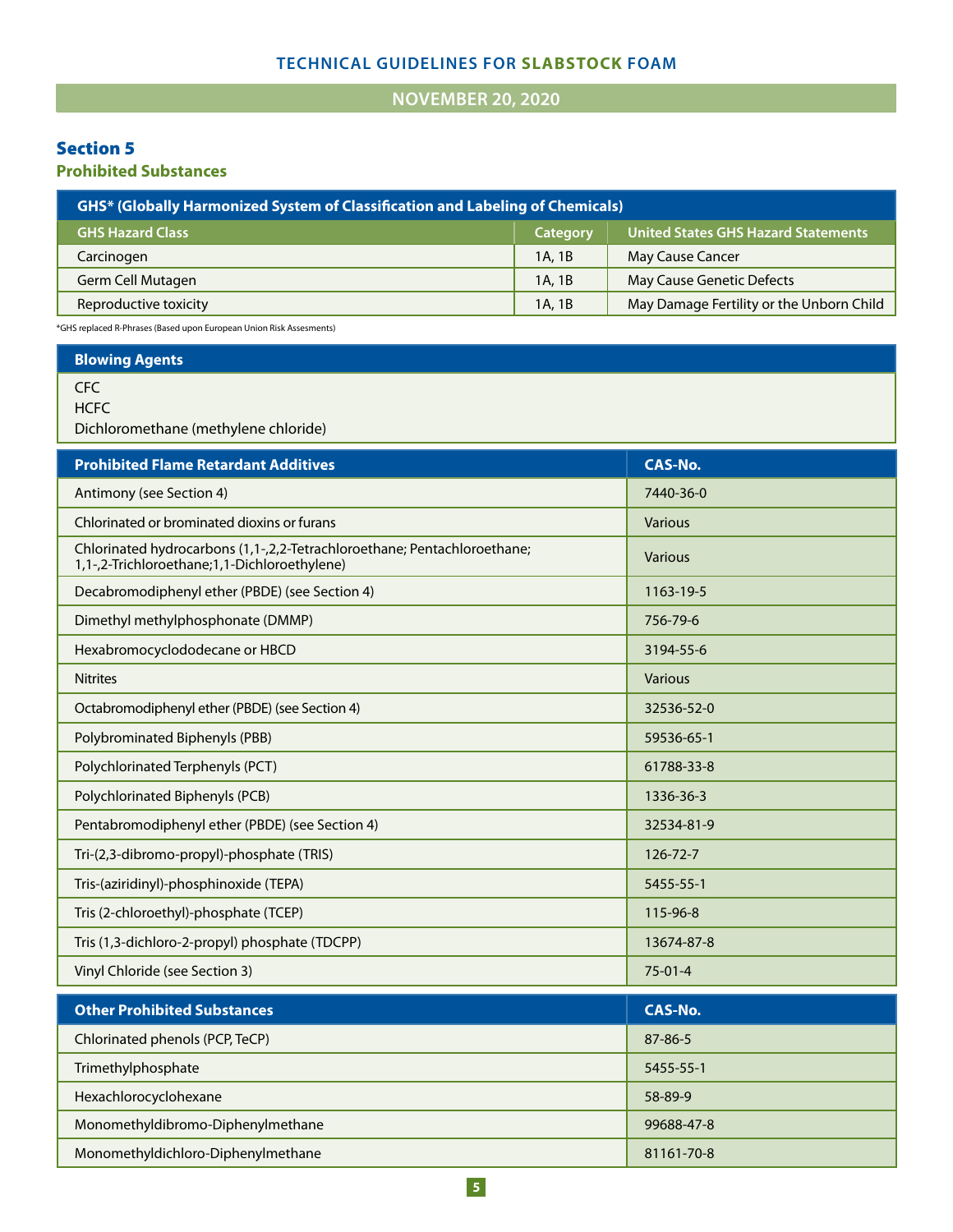## Section 5

### Prohibited Substances

| GHS* (Globally Harmonized System of Classification and Labeling of Chemicals) | | |
|---|---|---|
| **GHS Hazard Class** | **Category** | **United States GHS Hazard Statements** |
| Carcinogen | 1A, 1B | May Cause Cancer |
| Germ Cell Mutagen | 1A, 1B | May Cause Genetic Defects |
| Reproductive toxicity | 1A, 1B | May Damage Fertility or the Unborn Child |

*GHS replaced R-Phrases (Based upon European Union Risk Assesments)

| Blowing Agents |
|---|
| CFC |
| HCFC |
| Dichloromethane (methylene chloride) |

| Prohibited Flame Retardant Additives | CAS-No. |
|---|---|
| Antimony (see Section 4) | 7440-36-0 |
| Chlorinated or brominated dioxins or furans | Various |
| Chlorinated hydrocarbons (1,1-,2,2-Tetrachloroethane; Pentachloroethane; 1,1-,2-Trichloroethane;1,1-Dichloroethylene) | Various |
| Decabromodiphenyl ether (PBDE) (see Section 4) | 1163-19-5 |
| Dimethyl methylphosphonate (DMMP) | 756-79-6 |
| Hexabromocyclododecane or HBCD | 3194-55-6 |
| Nitrites | Various |
| Octabromodiphenyl ether (PBDE) (see Section 4) | 32536-52-0 |
| Polybrominated Biphenyls (PBB) | 59536-65-1 |
| Polychlorinated Terphenyls (PCT) | 61788-33-8 |
| Polychlorinated Biphenyls (PCB) | 1336-36-3 |
| Pentabromodiphenyl ether (PBDE) (see Section 4) | 32534-81-9 |
| Tri-(2,3-dibromo-propyl)-phosphate (TRIS) | 126-72-7 |
| Tris-(aziridinyl)-phosphinoxide (TEPA) | 5455-55-1 |
| Tris (2-chloroethyl)-phosphate (TCEP) | 115-96-8 |
| Tris (1,3-dichloro-2-propyl) phosphate (TDCPP) | 13674-87-8 |
| Vinyl Chloride (see Section 3) | 75-01-4 |

| Other Prohibited Substances | CAS-No. |
|---|---|
| Chlorinated phenols (PCP, TeCP) | 87-86-5 |
| Trimethylphosphate | 5455-55-1 |
| Hexachlorocyclohexane | 58-89-9 |
| Monomethyldibromo-Diphenylmethane | 99688-47-8 |
| Monomethyldichloro-Diphenylmethane | 81161-70-8 |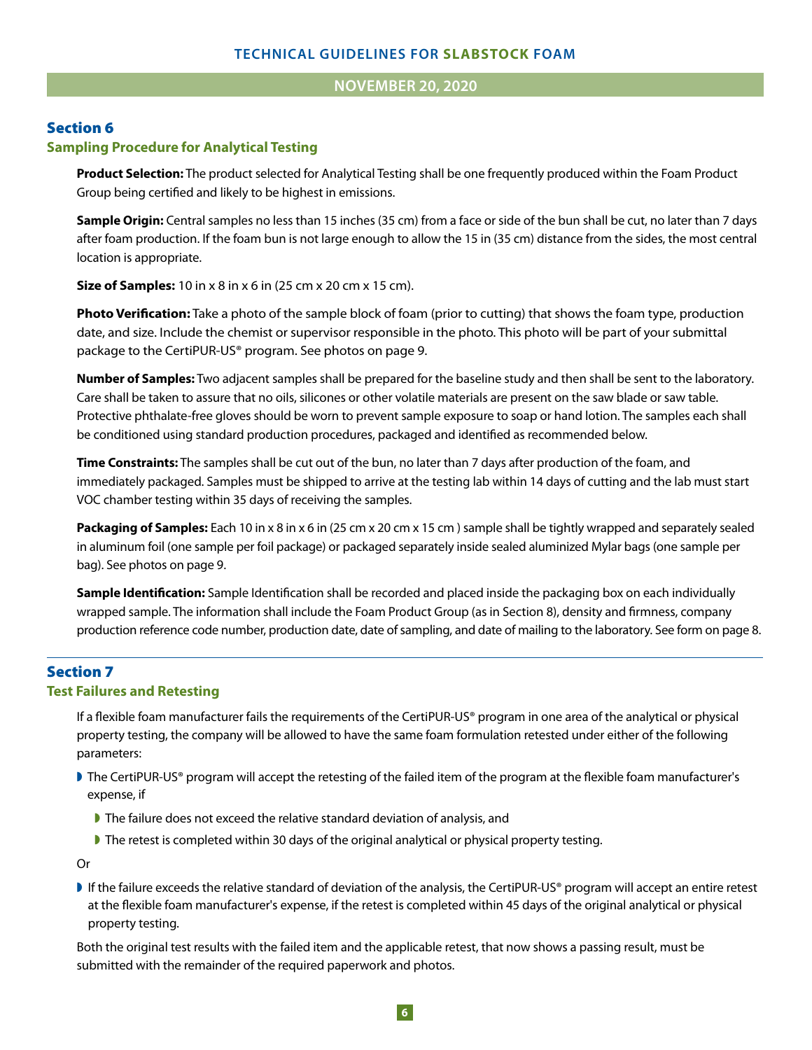## Section 6

### Sampling Procedure for Analytical Testing

**Product Selection:** The product selected for Analytical Testing shall be one frequently produced within the Foam Product Group being certified and likely to be highest in emissions.

**Sample Origin:** Central samples no less than 15 inches (35 cm) from a face or side of the bun shall be cut, no later than 7 days after foam production. If the foam bun is not large enough to allow the 15 in (35 cm) distance from the sides, the most central location is appropriate.

**Size of Samples:** 10 in x 8 in x 6 in (25 cm x 20 cm x 15 cm).

**Photo Verification:** Take a photo of the sample block of foam (prior to cutting) that shows the foam type, production date, and size. Include the chemist or supervisor responsible in the photo. This photo will be part of your submittal package to the CertiPUR-US® program. See photos on page 9.

**Number of Samples:** Two adjacent samples shall be prepared for the baseline study and then shall be sent to the laboratory. Care shall be taken to assure that no oils, silicones or other volatile materials are present on the saw blade or saw table. Protective phthalate-free gloves should be worn to prevent sample exposure to soap or hand lotion. The samples each shall be conditioned using standard production procedures, packaged and identified as recommended below.

**Time Constraints:** The samples shall be cut out of the bun, no later than 7 days after production of the foam, and immediately packaged. Samples must be shipped to arrive at the testing lab within 14 days of cutting and the lab must start VOC chamber testing within 35 days of receiving the samples.

**Packaging of Samples:** Each 10 in x 8 in x 6 in (25 cm x 20 cm x 15 cm ) sample shall be tightly wrapped and separately sealed in aluminum foil (one sample per foil package) or packaged separately inside sealed aluminized Mylar bags (one sample per bag). See photos on page 9.

**Sample Identification:** Sample Identification shall be recorded and placed inside the packaging box on each individually wrapped sample. The information shall include the Foam Product Group (as in Section 8), density and firmness, company production reference code number, production date, date of sampling, and date of mailing to the laboratory. See form on page 8.

## Section 7

### Test Failures and Retesting

If a flexible foam manufacturer fails the requirements of the CertiPUR-US® program in one area of the analytical or physical property testing, the company will be allowed to have the same foam formulation retested under either of the following parameters:

- The CertiPUR-US® program will accept the retesting of the failed item of the program at the flexible foam manufacturer's expense, if
  - The failure does not exceed the relative standard deviation of analysis, and
  - The retest is completed within 30 days of the original analytical or physical property testing.

Or

- If the failure exceeds the relative standard of deviation of the analysis, the CertiPUR-US® program will accept an entire retest at the flexible foam manufacturer's expense, if the retest is completed within 45 days of the original analytical or physical property testing.

Both the original test results with the failed item and the applicable retest, that now shows a passing result, must be submitted with the remainder of the required paperwork and photos.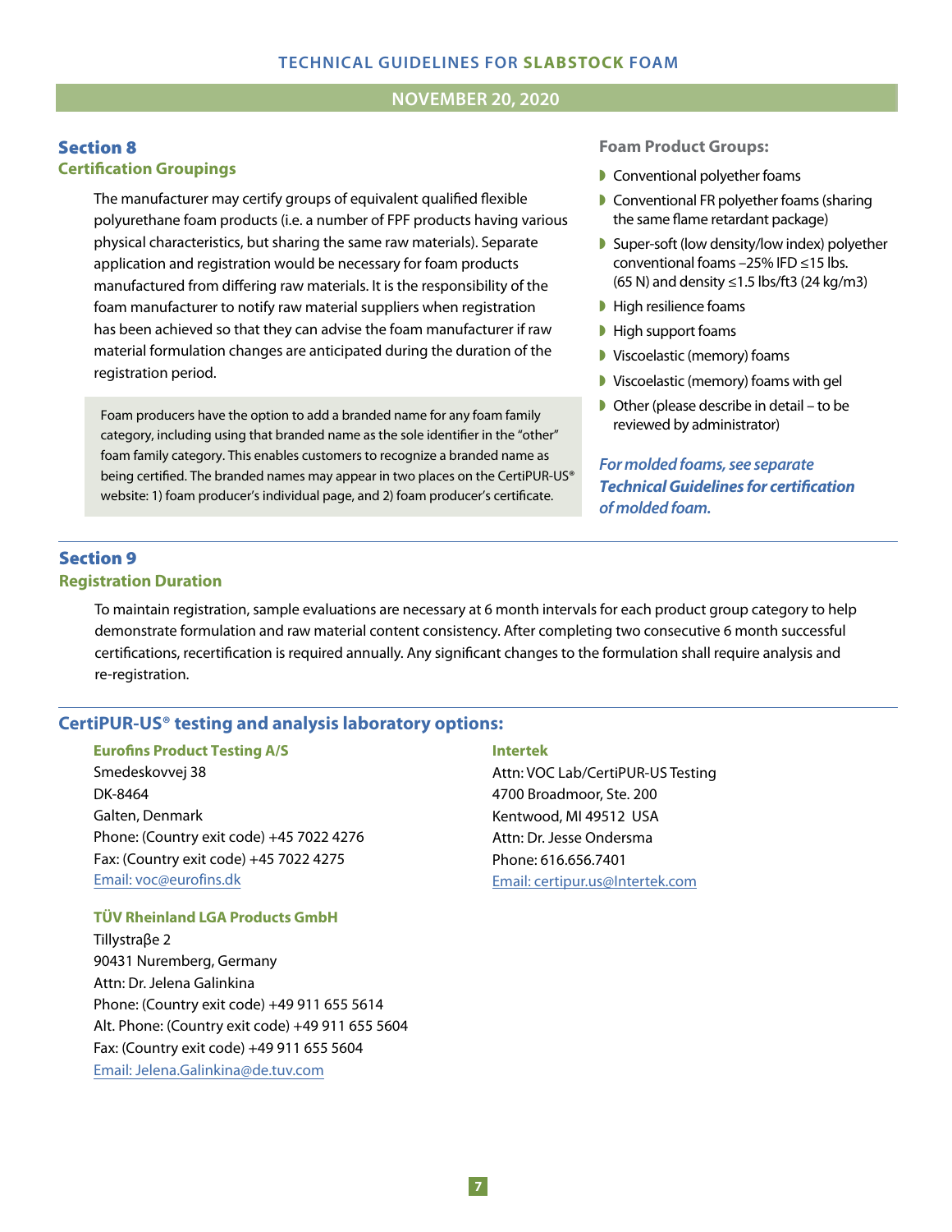## Section 8
### Certification Groupings

The manufacturer may certify groups of equivalent qualified flexible polyurethane foam products (i.e. a number of FPF products having various physical characteristics, but sharing the same raw materials). Separate application and registration would be necessary for foam products manufactured from differing raw materials. It is the responsibility of the foam manufacturer to notify raw material suppliers when registration has been achieved so that they can advise the foam manufacturer if raw material formulation changes are anticipated during the duration of the registration period.

Foam producers have the option to add a branded name for any foam family category, including using that branded name as the sole identifier in the "other" foam family category. This enables customers to recognize a branded name as being certified. The branded names may appear in two places on the CertiPUR-US® website: 1) foam producer's individual page, and 2) foam producer's certificate.

**Foam Product Groups:**

- Conventional polyether foams
- Conventional FR polyether foams (sharing the same flame retardant package)
- Super-soft (low density/low index) polyether conventional foams –25% IFD ≤15 lbs. (65 N) and density ≤1.5 lbs/ft3 (24 kg/m3)
- High resilience foams
- High support foams
- Viscoelastic (memory) foams
- Viscoelastic (memory) foams with gel
- Other (please describe in detail – to be reviewed by administrator)

***For molded foams, see separate Technical Guidelines for certification of molded foam.***

## Section 9
### Registration Duration

To maintain registration, sample evaluations are necessary at 6 month intervals for each product group category to help demonstrate formulation and raw material content consistency. After completing two consecutive 6 month successful certifications, recertification is required annually. Any significant changes to the formulation shall require analysis and re-registration.

## CertiPUR-US® testing and analysis laboratory options:

**Eurofins Product Testing A/S**
Smedeskovvej 38
DK-8464
Galten, Denmark
Phone: (Country exit code) +45 7022 4276
Fax: (Country exit code) +45 7022 4275
Email: voc@eurofins.dk

**TÜV Rheinland LGA Products GmbH**
Tillystraβe 2
90431 Nuremberg, Germany
Attn: Dr. Jelena Galinkina
Phone: (Country exit code) +49 911 655 5614
Alt. Phone: (Country exit code) +49 911 655 5604
Fax: (Country exit code) +49 911 655 5604
Email: Jelena.Galinkina@de.tuv.com

**Intertek**
Attn: VOC Lab/CertiPUR-US Testing
4700 Broadmoor, Ste. 200
Kentwood, MI 49512 USA
Attn: Dr. Jesse Ondersma
Phone: 616.656.7401
Email: certipur.us@Intertek.com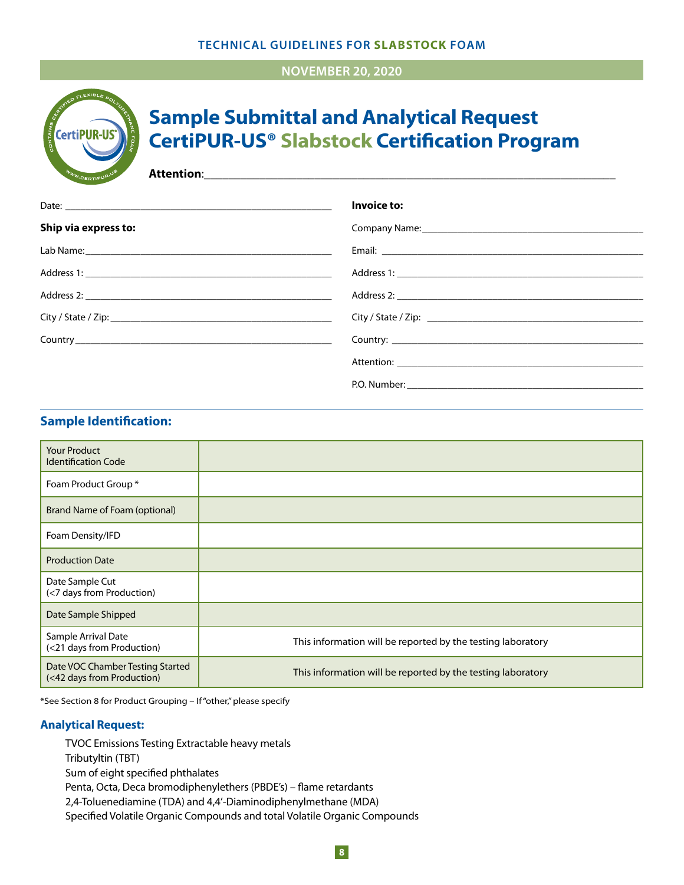# Sample Submittal and Analytical Request CertiPUR-US® Slabstock Certification Program

**Attention**:\_\_\_\_\_\_\_\_\_\_\_\_\_\_\_\_\_\_\_\_\_\_\_\_\_\_\_\_\_\_\_\_\_\_\_\_\_\_\_\_\_\_\_\_\_\_\_\_\_\_\_\_\_\_\_\_\_\_\_\_

Date: \_\_\_\_\_\_\_\_\_\_\_\_\_\_\_\_\_\_\_\_\_\_\_\_\_\_\_\_\_\_\_\_\_\_\_\_\_\_\_\_\_\_\_\_

**Ship via express to:**

Lab Name:\_\_\_\_\_\_\_\_\_\_\_\_\_\_\_\_\_\_\_\_\_\_\_\_\_\_\_\_\_\_\_\_\_\_\_\_\_\_\_\_\_\_\_\_

Address 1: \_\_\_\_\_\_\_\_\_\_\_\_\_\_\_\_\_\_\_\_\_\_\_\_\_\_\_\_\_\_\_\_\_\_\_\_\_\_\_\_\_\_\_\_

Address 2: \_\_\_\_\_\_\_\_\_\_\_\_\_\_\_\_\_\_\_\_\_\_\_\_\_\_\_\_\_\_\_\_\_\_\_\_\_\_\_\_\_\_\_\_

City / State / Zip: \_\_\_\_\_\_\_\_\_\_\_\_\_\_\_\_\_\_\_\_\_\_\_\_\_\_\_\_\_\_\_\_\_\_\_\_\_\_\_\_

Country \_\_\_\_\_\_\_\_\_\_\_\_\_\_\_\_\_\_\_\_\_\_\_\_\_\_\_\_\_\_\_\_\_\_\_\_\_\_\_\_\_\_\_\_

**Invoice to:**

Company Name:\_\_\_\_\_\_\_\_\_\_\_\_\_\_\_\_\_\_\_\_\_\_\_\_\_\_\_\_\_\_\_\_\_\_\_\_\_\_\_\_

Email: \_\_\_\_\_\_\_\_\_\_\_\_\_\_\_\_\_\_\_\_\_\_\_\_\_\_\_\_\_\_\_\_\_\_\_\_\_\_\_\_\_\_\_\_

Address 1: \_\_\_\_\_\_\_\_\_\_\_\_\_\_\_\_\_\_\_\_\_\_\_\_\_\_\_\_\_\_\_\_\_\_\_\_\_\_\_\_\_\_\_\_

Address 2: \_\_\_\_\_\_\_\_\_\_\_\_\_\_\_\_\_\_\_\_\_\_\_\_\_\_\_\_\_\_\_\_\_\_\_\_\_\_\_\_\_\_\_\_

City / State / Zip: \_\_\_\_\_\_\_\_\_\_\_\_\_\_\_\_\_\_\_\_\_\_\_\_\_\_\_\_\_\_\_\_\_\_\_\_\_\_\_\_

Country: \_\_\_\_\_\_\_\_\_\_\_\_\_\_\_\_\_\_\_\_\_\_\_\_\_\_\_\_\_\_\_\_\_\_\_\_\_\_\_\_\_\_\_\_

Attention: \_\_\_\_\_\_\_\_\_\_\_\_\_\_\_\_\_\_\_\_\_\_\_\_\_\_\_\_\_\_\_\_\_\_\_\_\_\_\_\_\_\_\_\_

P.O. Number: \_\_\_\_\_\_\_\_\_\_\_\_\_\_\_\_\_\_\_\_\_\_\_\_\_\_\_\_\_\_\_\_\_\_\_\_\_\_\_\_

## Sample Identification:

| | |
|---|---|
| Your Product Identification Code | |
| Foam Product Group * | |
| Brand Name of Foam (optional) | |
| Foam Density/IFD | |
| Production Date | |
| Date Sample Cut (<7 days from Production) | |
| Date Sample Shipped | |
| Sample Arrival Date (<21 days from Production) | This information will be reported by the testing laboratory |
| Date VOC Chamber Testing Started (<42 days from Production) | This information will be reported by the testing laboratory |

*See Section 8 for Product Grouping – If "other," please specify

## Analytical Request:

TVOC Emissions Testing Extractable heavy metals
Tributyltin (TBT)
Sum of eight specified phthalates
Penta, Octa, Deca bromodiphenylethers (PBDE's) – flame retardants
2,4-Toluenediamine (TDA) and 4,4'-Diaminodiphenylmethane (MDA)
Specified Volatile Organic Compounds and total Volatile Organic Compounds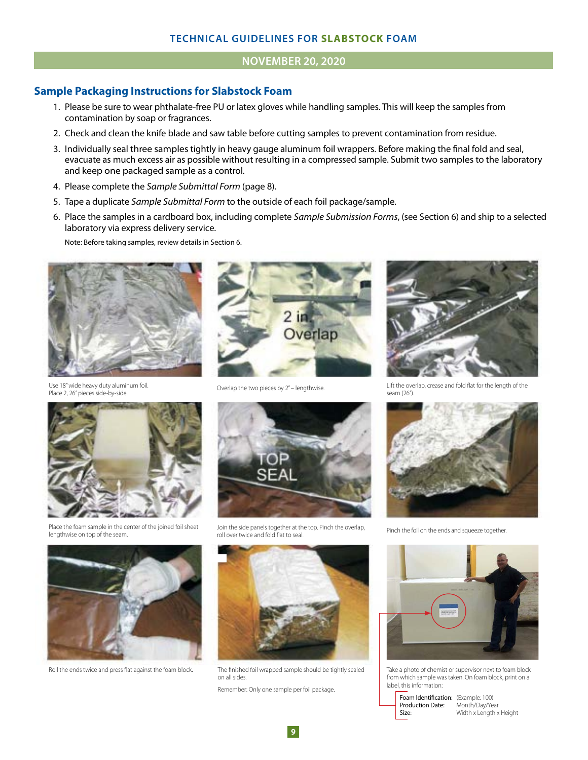## Sample Packaging Instructions for Slabstock Foam

1. Please be sure to wear phthalate-free PU or latex gloves while handling samples. This will keep the samples from contamination by soap or fragrances.
2. Check and clean the knife blade and saw table before cutting samples to prevent contamination from residue.
3. Individually seal three samples tightly in heavy gauge aluminum foil wrappers. Before making the final fold and seal, evacuate as much excess air as possible without resulting in a compressed sample. Submit two samples to the laboratory and keep one packaged sample as a control.
4. Please complete the *Sample Submittal Form* (page 8).
5. Tape a duplicate *Sample Submittal Form* to the outside of each foil package/sample.
6. Place the samples in a cardboard box, including complete *Sample Submission Forms*, (see Section 6) and ship to a selected laboratory via express delivery service.

   Note: Before taking samples, review details in Section 6.

Use 18" wide heavy duty aluminum foil. Place 2, 26" pieces side-by-side.

2 in. Overlap

Overlap the two pieces by 2" – lengthwise.

Lift the overlap, crease and fold flat for the length of the seam (26").

Place the foam sample in the center of the joined foil sheet lengthwise on top of the seam.

TOP SEAL

Join the side panels together at the top. Pinch the overlap, roll over twice and fold flat to seal.

Pinch the foil on the ends and squeeze together.

Roll the ends twice and press flat against the foam block.

The finished foil wrapped sample should be tightly sealed on all sides.

Remember: Only one sample per foil package.

Take a photo of chemist or supervisor next to foam block from which sample was taken. On foam block, print on a label, this information:

| | |
|---|---|
| Foam Identification: | (Example: 100) |
| Production Date: | Month/Day/Year |
| Size: | Width x Length x Height |